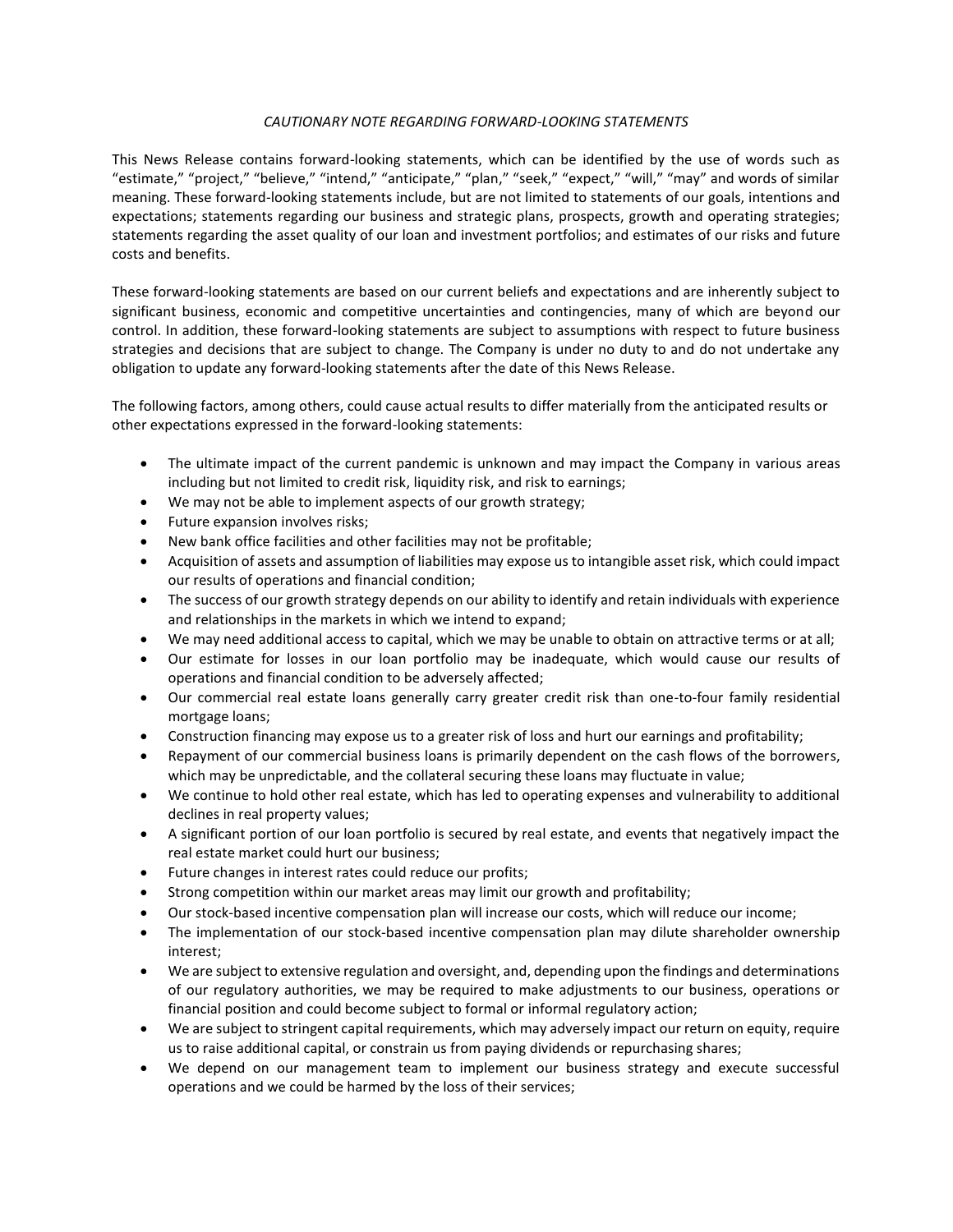*CAUTIONARY NOTE REGARDING FORWARD-LOOKING STATEMENTS*

This News Release contains forward-looking statements, which can be identified by the use of words such as "estimate," "project," "believe," "intend," "anticipate," "plan," "seek," "expect," "will," "may" and words of similar meaning. These forward-looking statements include, but are not limited to statements of our goals, intentions and expectations; statements regarding our business and strategic plans, prospects, growth and operating strategies; statements regarding the asset quality of our loan and investment portfolios; and estimates of our risks and future costs and benefits.

These forward-looking statements are based on our current beliefs and expectations and are inherently subject to significant business, economic and competitive uncertainties and contingencies, many of which are beyond our control. In addition, these forward-looking statements are subject to assumptions with respect to future business strategies and decisions that are subject to change. The Company is under no duty to and do not undertake any obligation to update any forward-looking statements after the date of this News Release.

The following factors, among others, could cause actual results to differ materially from the anticipated results or other expectations expressed in the forward-looking statements:

- The ultimate impact of the current pandemic is unknown and may impact the Company in various areas including but not limited to credit risk, liquidity risk, and risk to earnings;
- We may not be able to implement aspects of our growth strategy;
- Future expansion involves risks;
- New bank office facilities and other facilities may not be profitable;
- Acquisition of assets and assumption of liabilities may expose us to intangible asset risk, which could impact our results of operations and financial condition;
- The success of our growth strategy depends on our ability to identify and retain individuals with experience and relationships in the markets in which we intend to expand;
- We may need additional access to capital, which we may be unable to obtain on attractive terms or at all;
- Our estimate for losses in our loan portfolio may be inadequate, which would cause our results of operations and financial condition to be adversely affected;
- Our commercial real estate loans generally carry greater credit risk than one-to-four family residential mortgage loans;
- Construction financing may expose us to a greater risk of loss and hurt our earnings and profitability;
- Repayment of our commercial business loans is primarily dependent on the cash flows of the borrowers, which may be unpredictable, and the collateral securing these loans may fluctuate in value;
- We continue to hold other real estate, which has led to operating expenses and vulnerability to additional declines in real property values;
- A significant portion of our loan portfolio is secured by real estate, and events that negatively impact the real estate market could hurt our business;
- Future changes in interest rates could reduce our profits;
- Strong competition within our market areas may limit our growth and profitability;
- Our stock-based incentive compensation plan will increase our costs, which will reduce our income;
- The implementation of our stock-based incentive compensation plan may dilute shareholder ownership interest;
- We are subject to extensive regulation and oversight, and, depending upon the findings and determinations of our regulatory authorities, we may be required to make adjustments to our business, operations or financial position and could become subject to formal or informal regulatory action;
- We are subject to stringent capital requirements, which may adversely impact our return on equity, require us to raise additional capital, or constrain us from paying dividends or repurchasing shares;
- We depend on our management team to implement our business strategy and execute successful operations and we could be harmed by the loss of their services;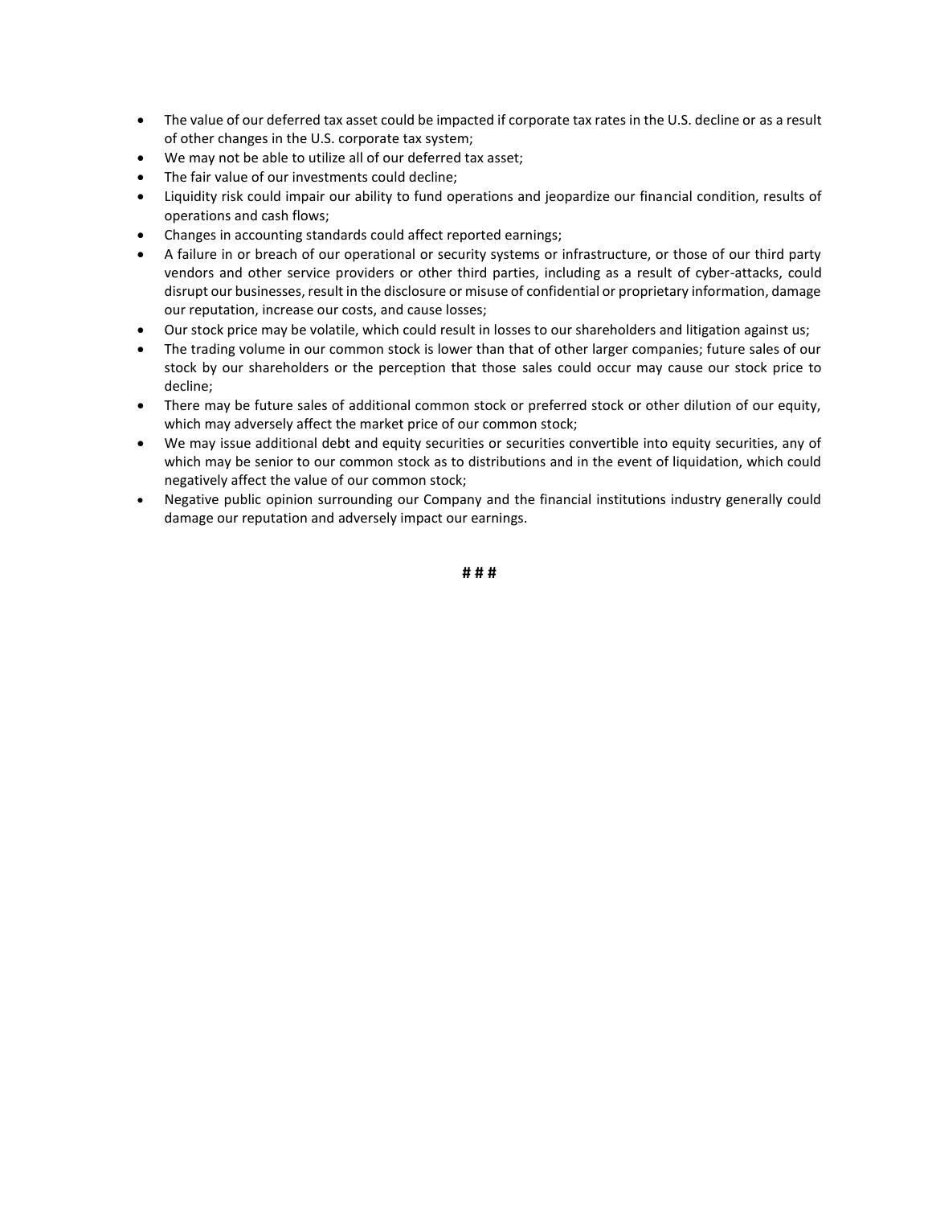- The value of our deferred tax asset could be impacted if corporate tax rates in the U.S. decline or as a result of other changes in the U.S. corporate tax system;
- We may not be able to utilize all of our deferred tax asset;
- The fair value of our investments could decline;
- Liquidity risk could impair our ability to fund operations and jeopardize our financial condition, results of operations and cash flows;
- Changes in accounting standards could affect reported earnings;
- A failure in or breach of our operational or security systems or infrastructure, or those of our third party vendors and other service providers or other third parties, including as a result of cyber-attacks, could disrupt our businesses, result in the disclosure or misuse of confidential or proprietary information, damage our reputation, increase our costs, and cause losses;
- Our stock price may be volatile, which could result in losses to our shareholders and litigation against us;
- The trading volume in our common stock is lower than that of other larger companies; future sales of our stock by our shareholders or the perception that those sales could occur may cause our stock price to decline;
- There may be future sales of additional common stock or preferred stock or other dilution of our equity, which may adversely affect the market price of our common stock;
- We may issue additional debt and equity securities or securities convertible into equity securities, any of which may be senior to our common stock as to distributions and in the event of liquidation, which could negatively affect the value of our common stock;
- Negative public opinion surrounding our Company and the financial institutions industry generally could damage our reputation and adversely impact our earnings.

**# # #**